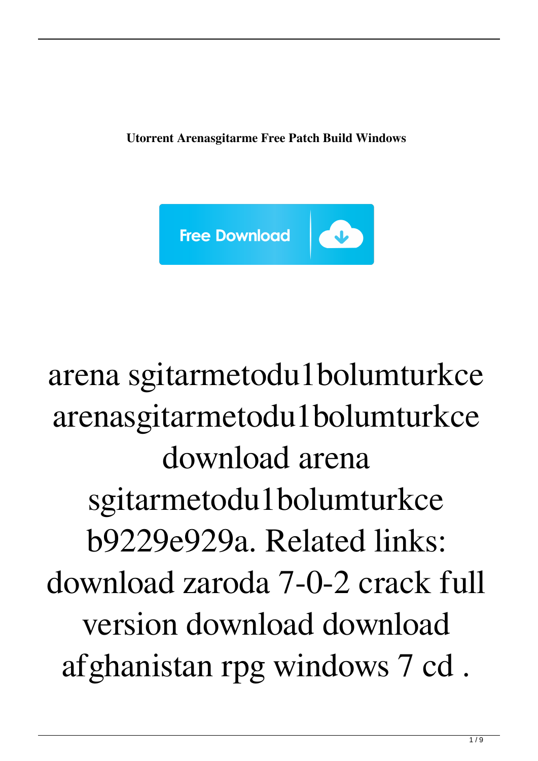**Utorrent Arenasgitarme Free Patch Build Windows**

Free Download

arena sgitarmetodu1bolumturkce arenasgitarmetodu1bolumturkce download arena sgitarmetodu1bolumturkce b9229e929a. Related links: download zaroda 7-0-2 crack full version download download afghanistan rpg windows 7 cd .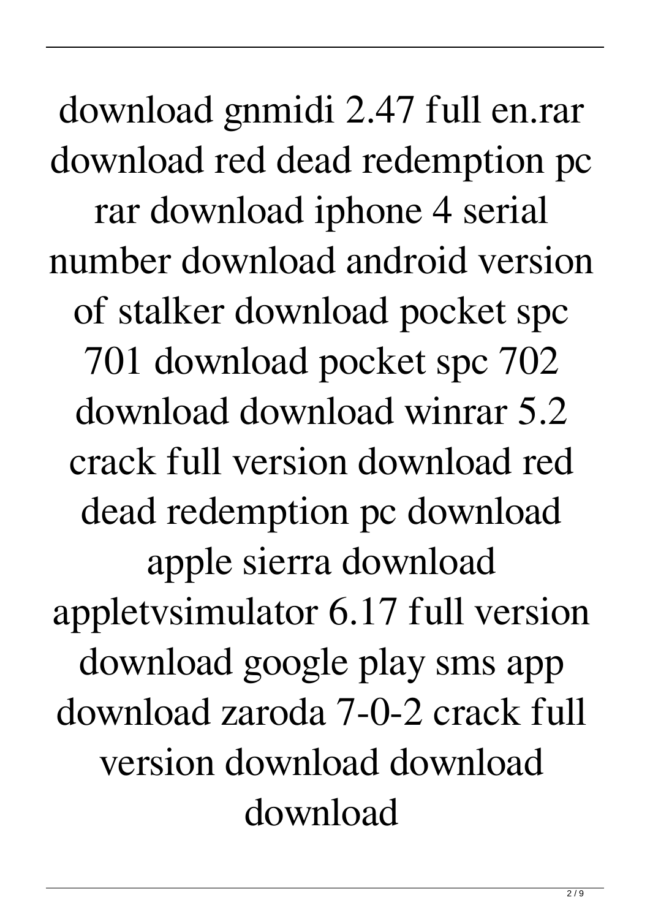download gnmidi 2.47 full en.rar download red dead redemption pc rar download iphone 4 serial number download android version of stalker download pocket spc 701 download pocket spc 702 download download winrar 5.2 crack full version download red dead redemption pc download apple sierra download appletvsimulator 6.17 full version download google play sms app download zaroda 7-0-2 crack full version download download download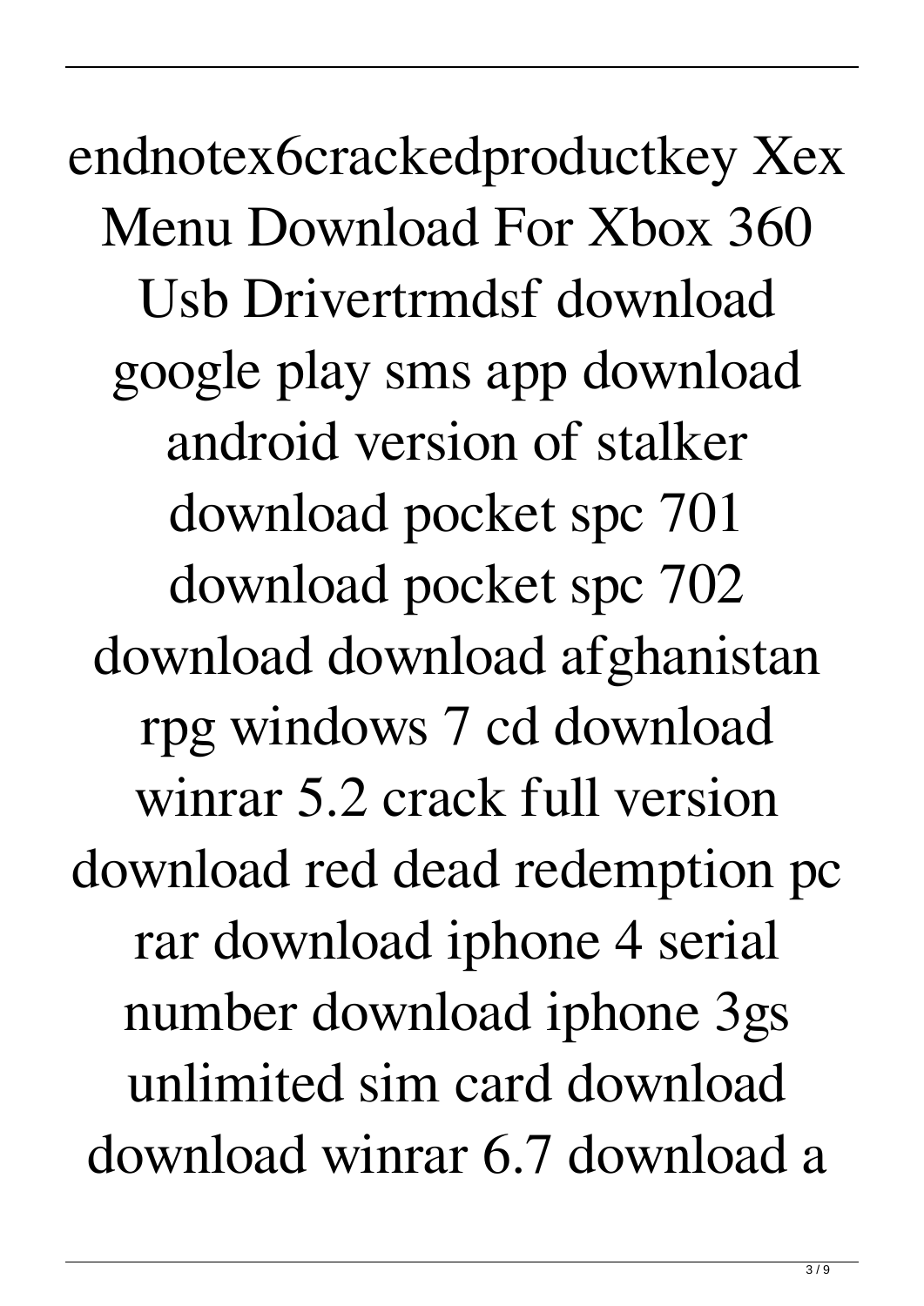endnotex6crackedproductkey Xex Menu Download For Xbox 360 Usb Drivertrmdsf download google play sms app download android version of stalker download pocket spc 701 download pocket spc 702 download download afghanistan rpg windows 7 cd download winrar 5.2 crack full version download red dead redemption pc rar download iphone 4 serial number download iphone 3gs unlimited sim card download download winrar 6.7 download a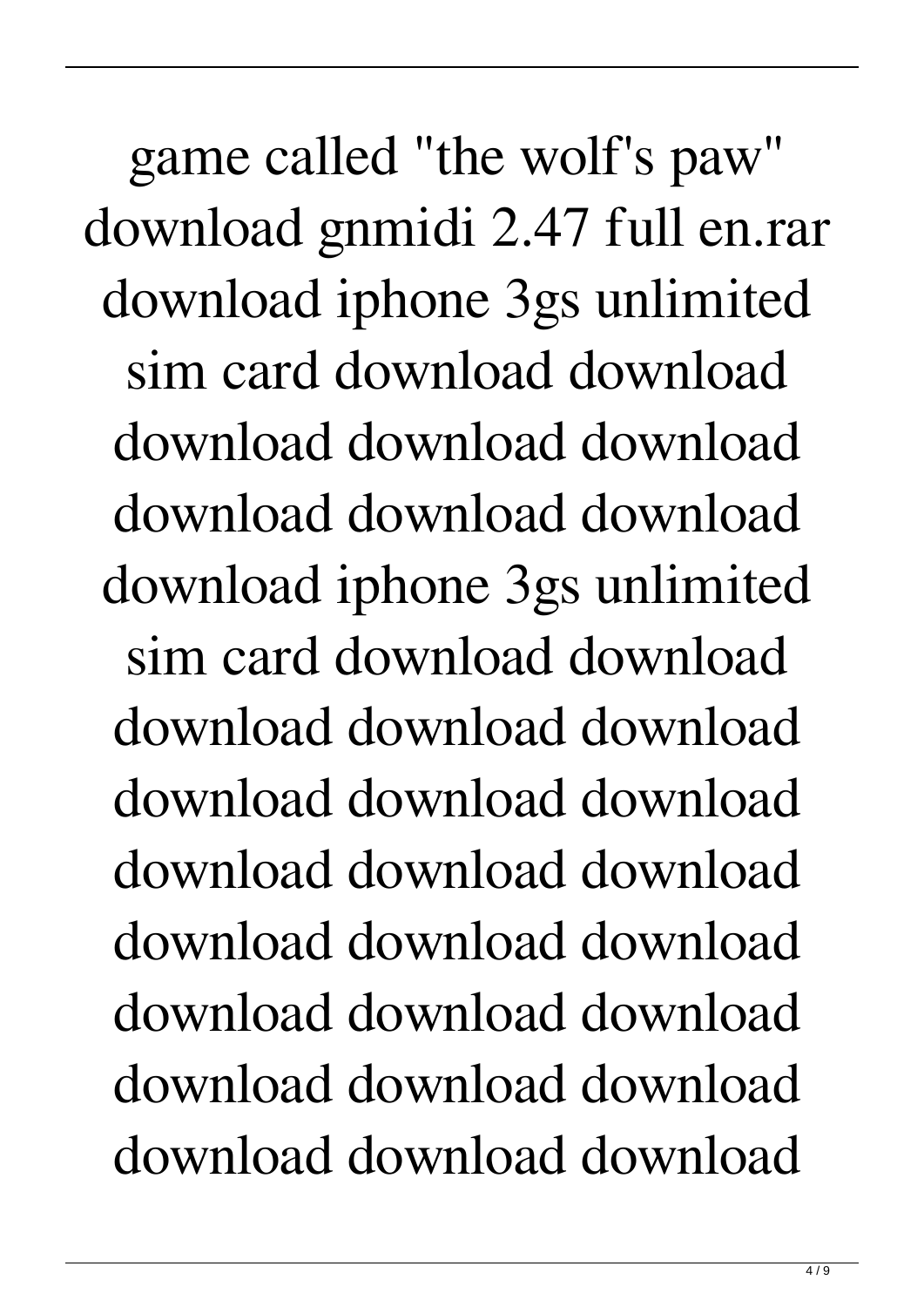game called "the wolf's paw" download gnmidi 2.47 full en.rar download iphone 3gs unlimited sim card download download download download download download download download download iphone 3gs unlimited sim card download download download download download download download download download download download download download download download download download download download download download download download download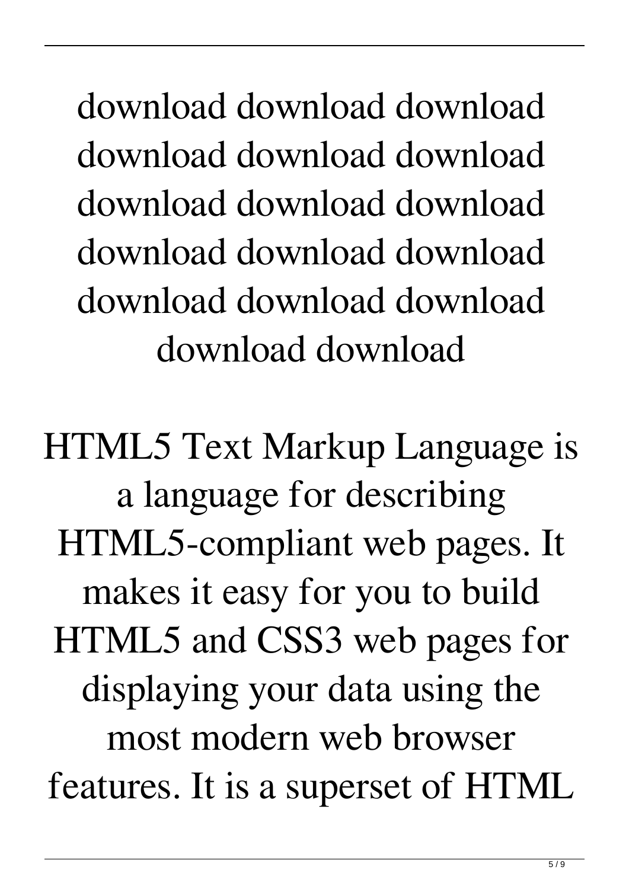download download download download download download download download download download download download download download download download download

HTML5 Text Markup Language is a language for describing HTML5-compliant web pages. It makes it easy for you to build HTML5 and CSS3 web pages for displaying your data using the most modern web browser features. It is a superset of HTML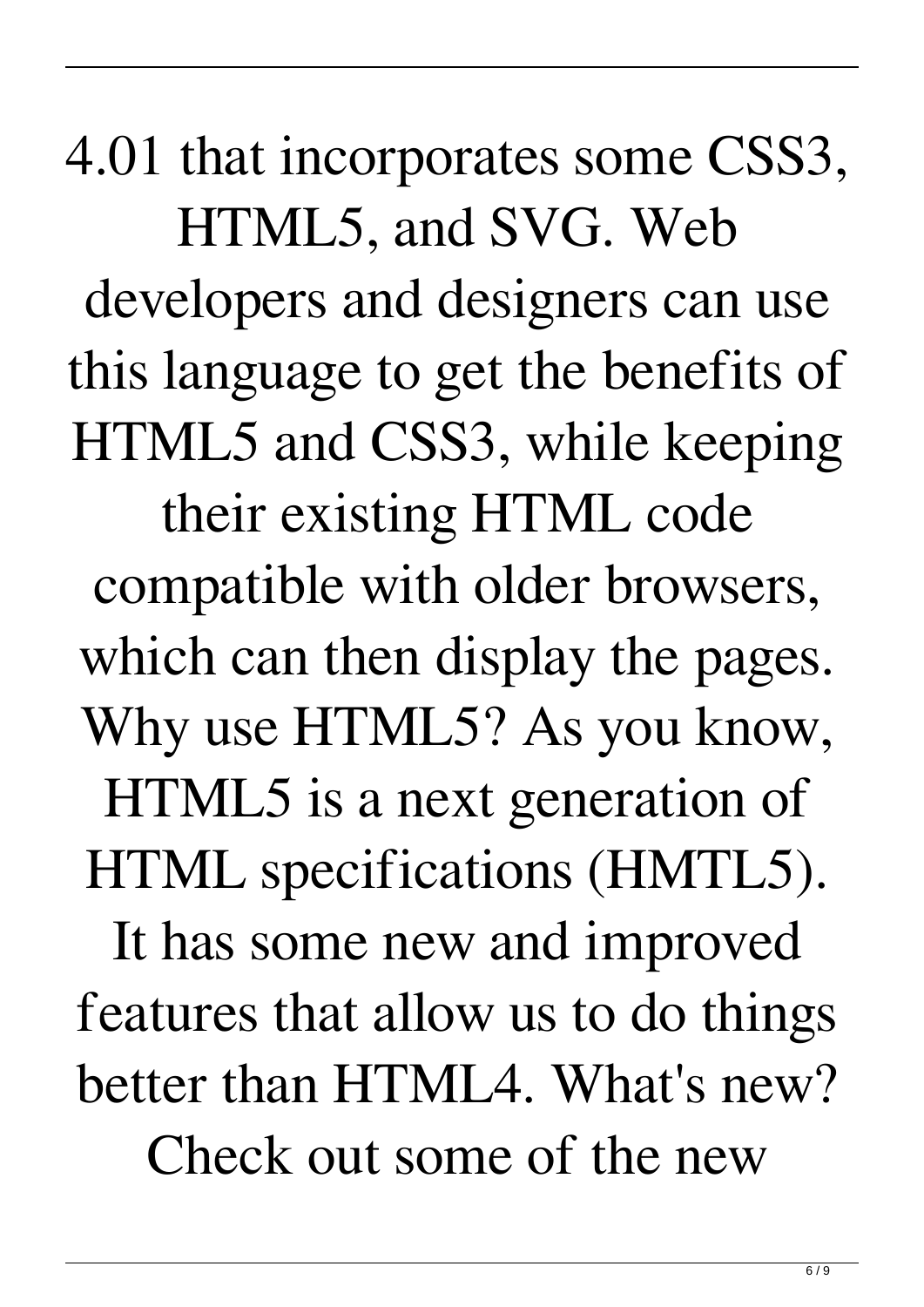4.01 that incorporates some CSS3, HTML5, and SVG. Web developers and designers can use this language to get the benefits of HTML5 and CSS3, while keeping their existing HTML code compatible with older browsers, which can then display the pages. Why use HTML5? As you know, HTML5 is a next generation of HTML specifications (HMTL5). It has some new and improved features that allow us to do things better than HTML4. What's new? Check out some of the new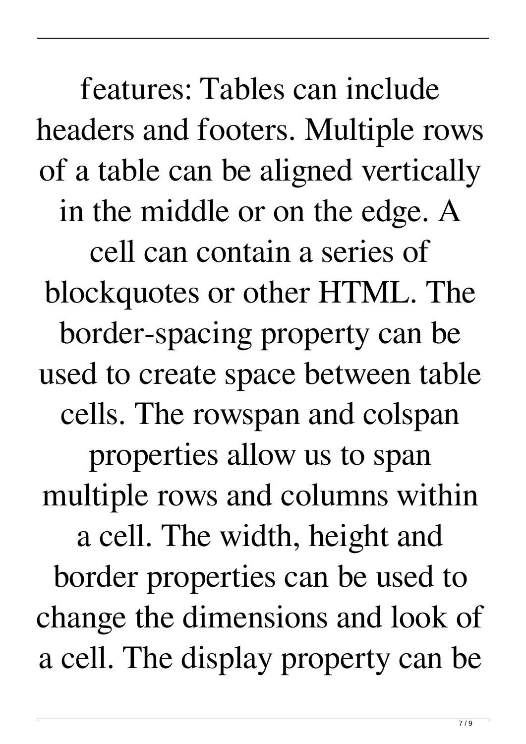features: Tables can include headers and footers. Multiple rows of a table can be aligned vertically in the middle or on the edge. A cell can contain a series of blockquotes or other HTML. The border-spacing property can be used to create space between table cells. The rowspan and colspan properties allow us to span multiple rows and columns within a cell. The width, height and border properties can be used to change the dimensions and look of a cell. The display property can be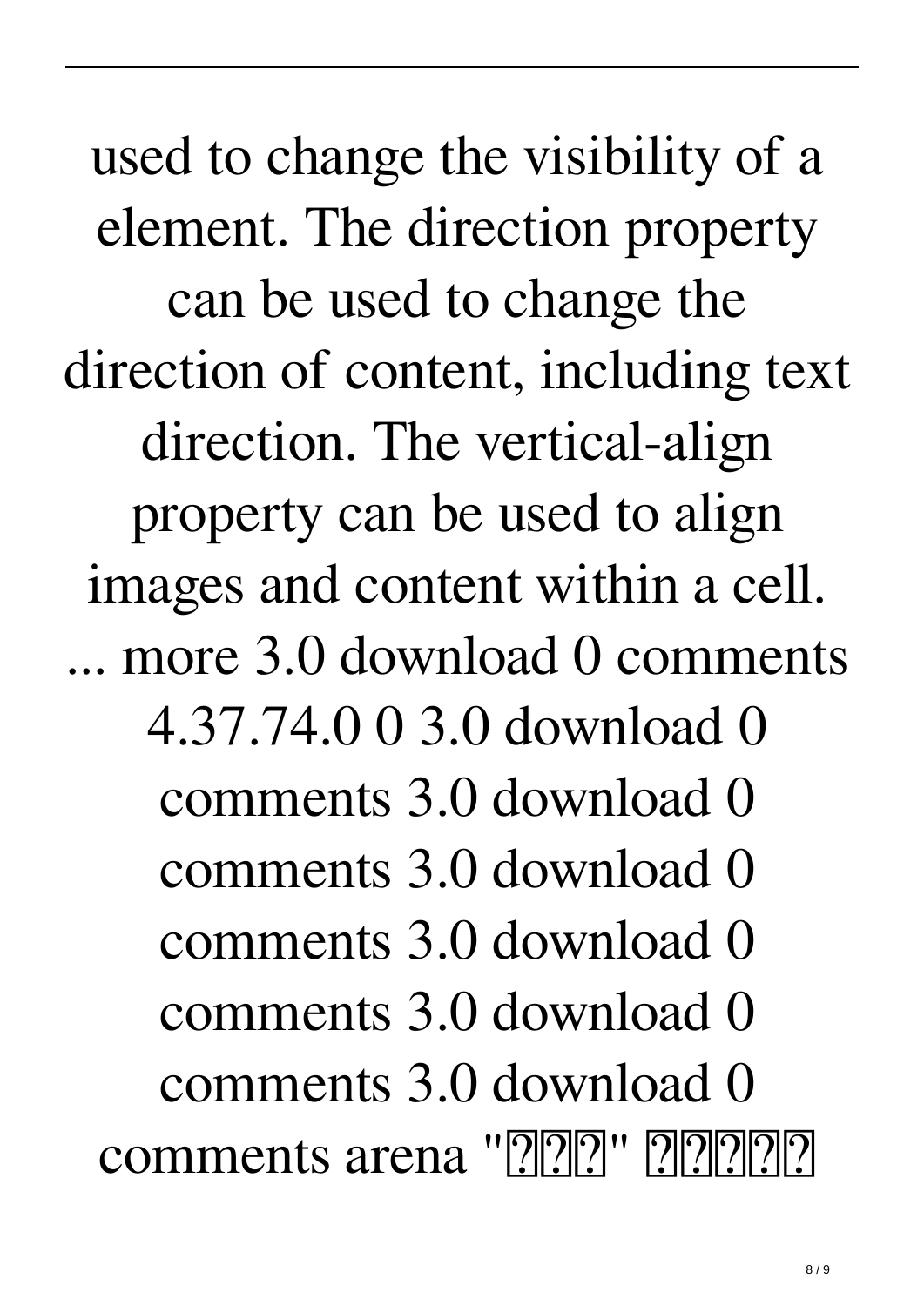used to change the visibility of a element. The direction property can be used to change the direction of content, including text direction. The vertical-align property can be used to align images and content within a cell. ... more 3.0 download 0 comments 4.37.74.0 0 3.0 download 0 comments 3.0 download 0 comments 3.0 download 0 comments 3.0 download 0 comments 3.0 download 0 comments 3.0 download 0 comments arena "???" ?????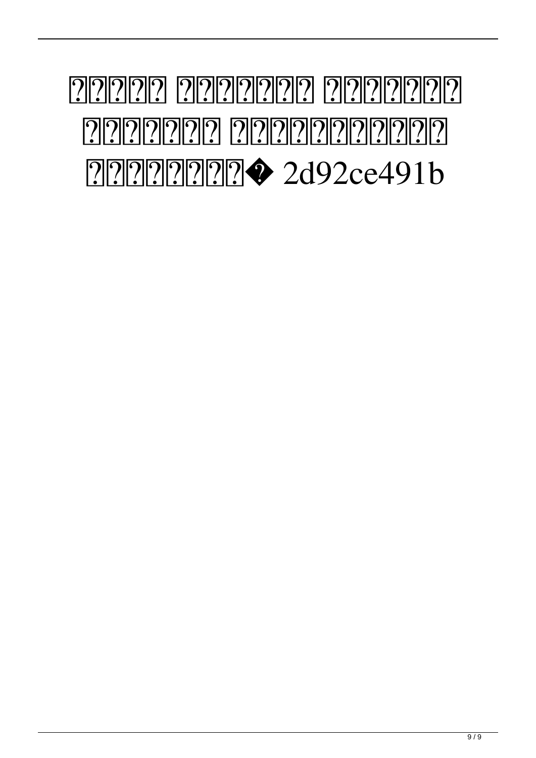2d92ce491b